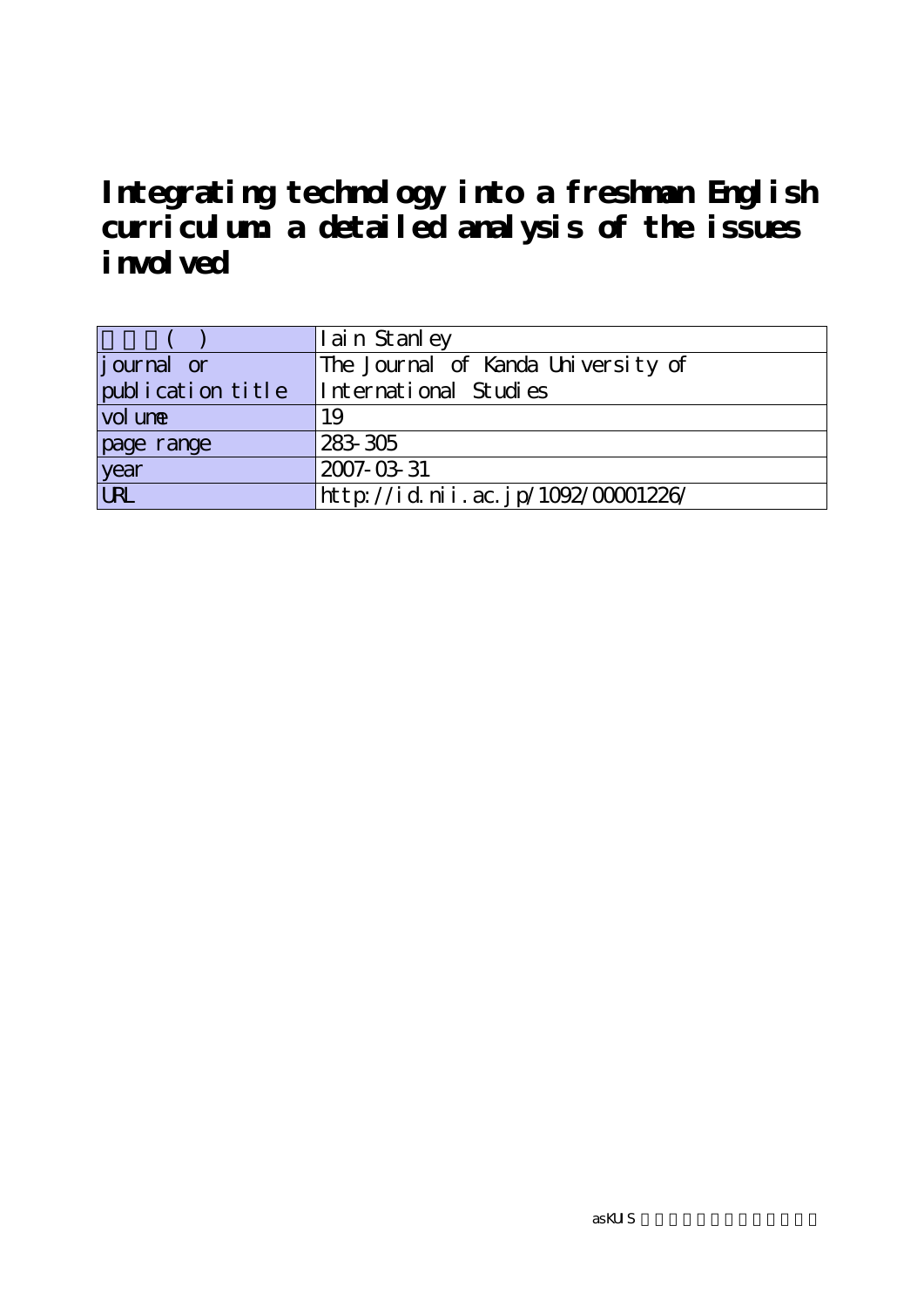# Integrating technology into a freshman English curriculum: a detailed analysis of the issues involved

| | |
|---|---|
| 著者名(英) | Iain Stanley |
| journal or publication title | The Journal of Kanda University of International Studies |
| volume | 19 |
| page range | 283-305 |
| year | 2007-03-31 |
| URL | http://id.nii.ac.jp/1092/00001226/ |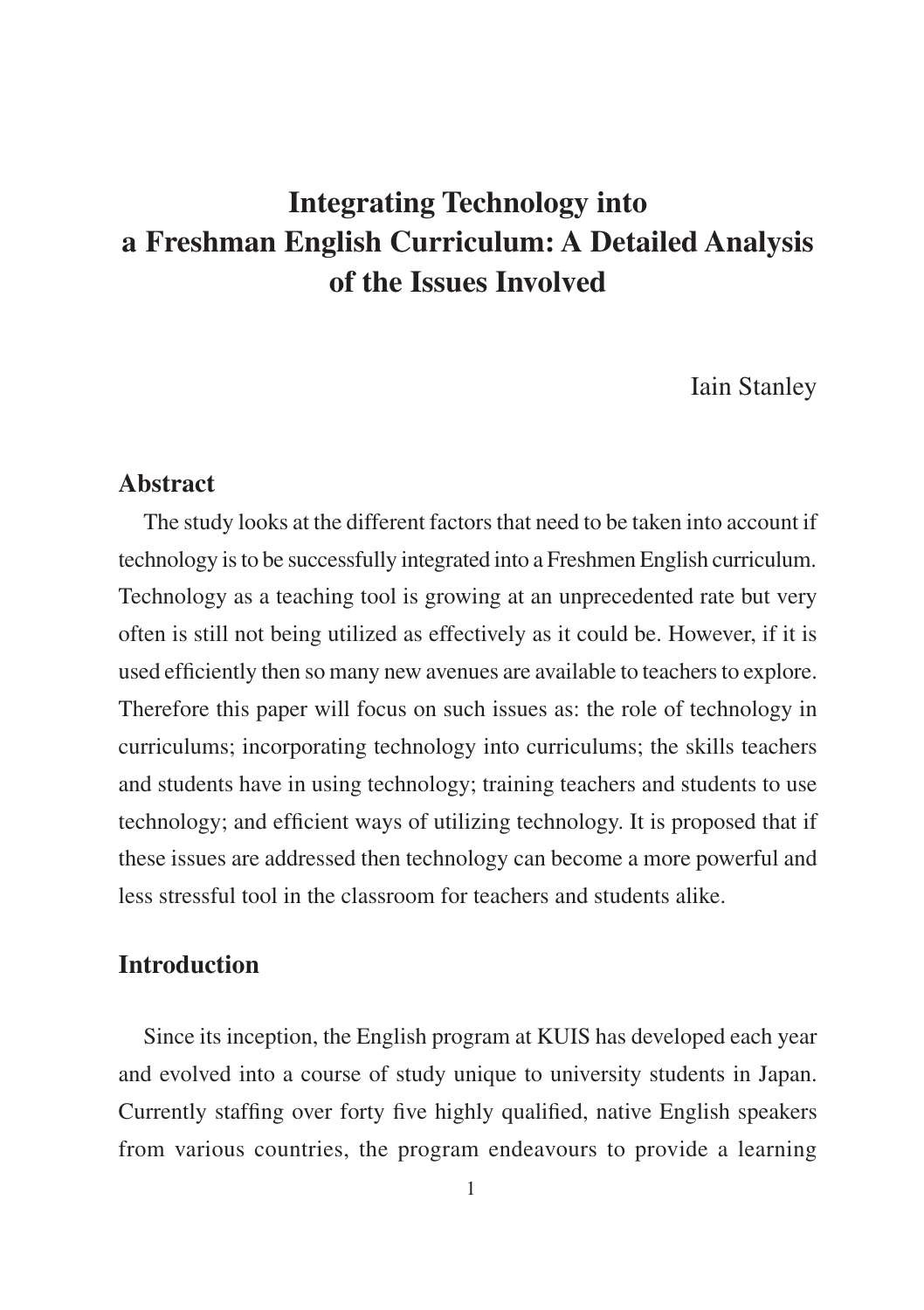# Integrating Technology into a Freshman English Curriculum: A Detailed Analysis of the Issues Involved

Iain Stanley

## Abstract

The study looks at the different factors that need to be taken into account if technology is to be successfully integrated into a Freshmen English curriculum. Technology as a teaching tool is growing at an unprecedented rate but very often is still not being utilized as effectively as it could be. However, if it is used efficiently then so many new avenues are available to teachers to explore. Therefore this paper will focus on such issues as: the role of technology in curriculums; incorporating technology into curriculums; the skills teachers and students have in using technology; training teachers and students to use technology; and efficient ways of utilizing technology. It is proposed that if these issues are addressed then technology can become a more powerful and less stressful tool in the classroom for teachers and students alike.

## Introduction

Since its inception, the English program at KUIS has developed each year and evolved into a course of study unique to university students in Japan. Currently staffing over forty five highly qualified, native English speakers from various countries, the program endeavours to provide a learning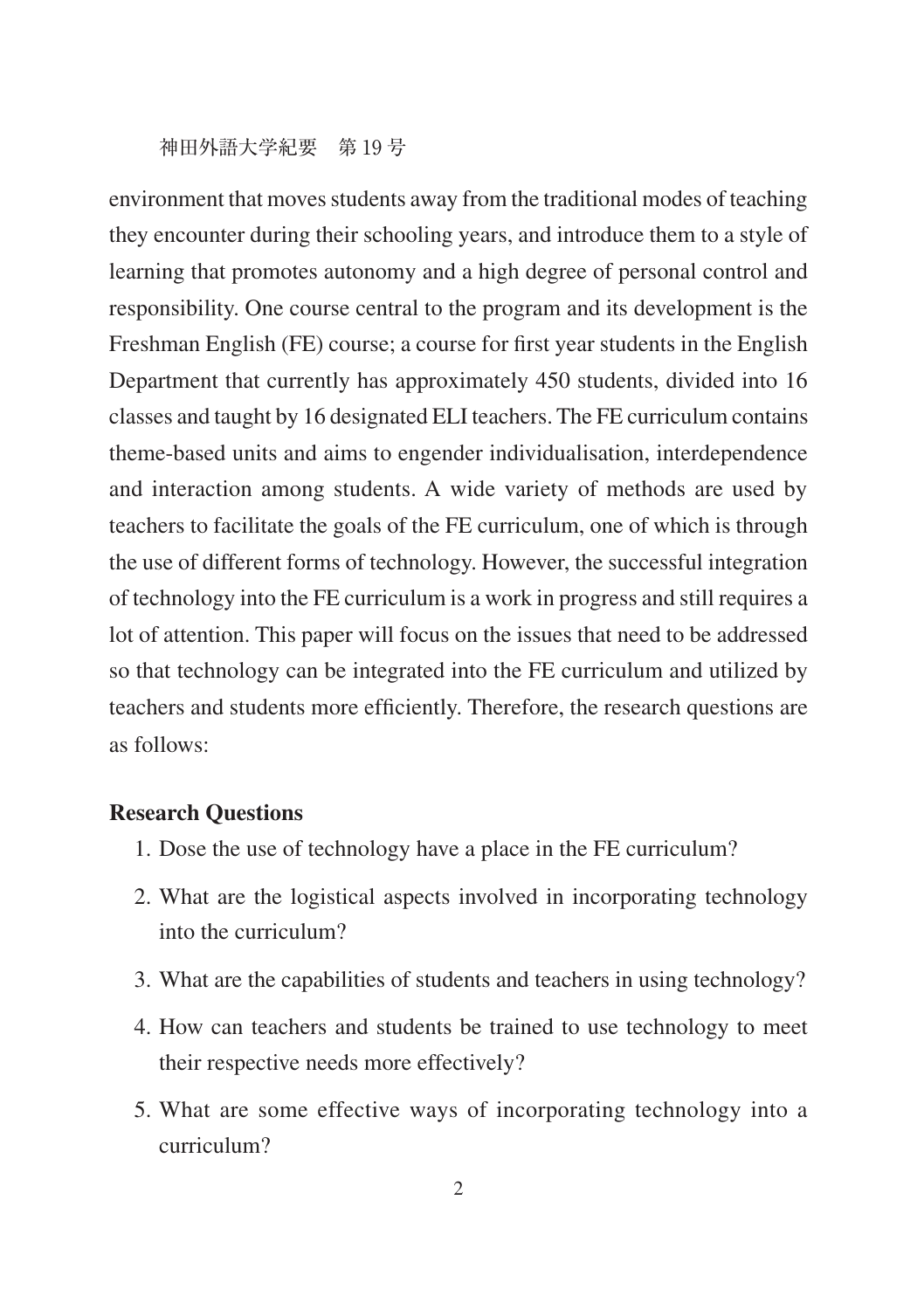environment that moves students away from the traditional modes of teaching they encounter during their schooling years, and introduce them to a style of learning that promotes autonomy and a high degree of personal control and responsibility. One course central to the program and its development is the Freshman English (FE) course; a course for first year students in the English Department that currently has approximately 450 students, divided into 16 classes and taught by 16 designated ELI teachers. The FE curriculum contains theme-based units and aims to engender individualisation, interdependence and interaction among students. A wide variety of methods are used by teachers to facilitate the goals of the FE curriculum, one of which is through the use of different forms of technology. However, the successful integration of technology into the FE curriculum is a work in progress and still requires a lot of attention. This paper will focus on the issues that need to be addressed so that technology can be integrated into the FE curriculum and utilized by teachers and students more efficiently. Therefore, the research questions are as follows:

**Research Questions**

1. Dose the use of technology have a place in the FE curriculum?
2. What are the logistical aspects involved in incorporating technology into the curriculum?
3. What are the capabilities of students and teachers in using technology?
4. How can teachers and students be trained to use technology to meet their respective needs more effectively?
5. What are some effective ways of incorporating technology into a curriculum?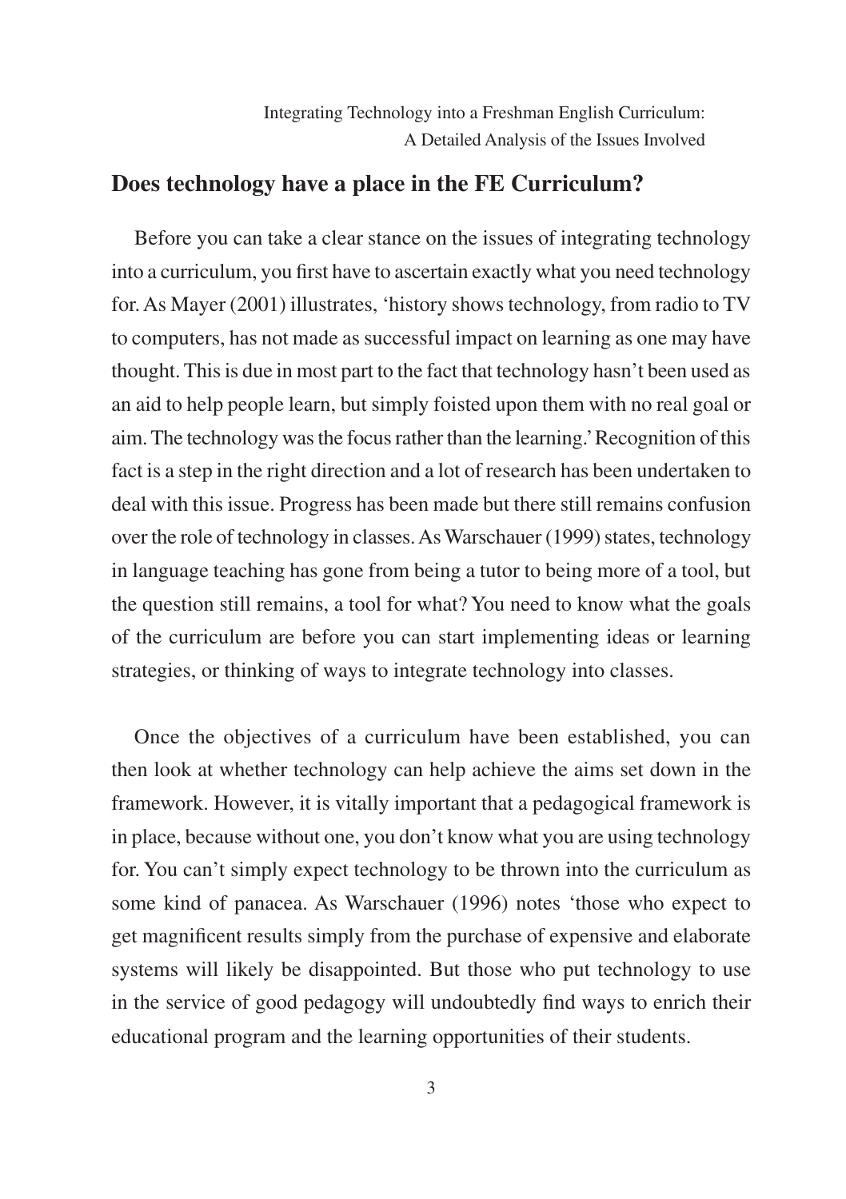## Does technology have a place in the FE Curriculum?

Before you can take a clear stance on the issues of integrating technology into a curriculum, you first have to ascertain exactly what you need technology for. As Mayer (2001) illustrates, 'history shows technology, from radio to TV to computers, has not made as successful impact on learning as one may have thought. This is due in most part to the fact that technology hasn't been used as an aid to help people learn, but simply foisted upon them with no real goal or aim. The technology was the focus rather than the learning.' Recognition of this fact is a step in the right direction and a lot of research has been undertaken to deal with this issue. Progress has been made but there still remains confusion over the role of technology in classes. As Warschauer (1999) states, technology in language teaching has gone from being a tutor to being more of a tool, but the question still remains, a tool for what? You need to know what the goals of the curriculum are before you can start implementing ideas or learning strategies, or thinking of ways to integrate technology into classes.

Once the objectives of a curriculum have been established, you can then look at whether technology can help achieve the aims set down in the framework. However, it is vitally important that a pedagogical framework is in place, because without one, you don't know what you are using technology for. You can't simply expect technology to be thrown into the curriculum as some kind of panacea. As Warschauer (1996) notes 'those who expect to get magnificent results simply from the purchase of expensive and elaborate systems will likely be disappointed. But those who put technology to use in the service of good pedagogy will undoubtedly find ways to enrich their educational program and the learning opportunities of their students.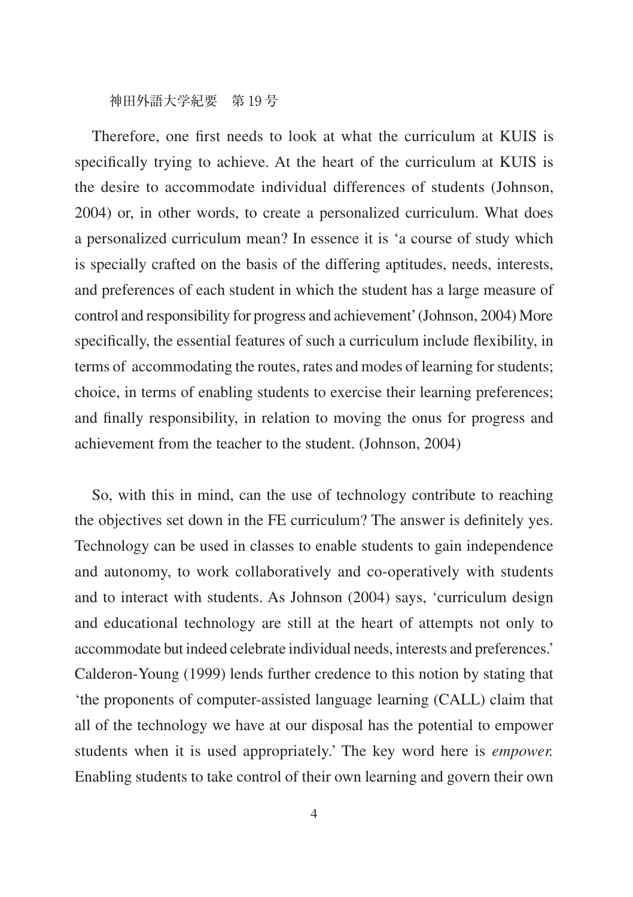Therefore, one first needs to look at what the curriculum at KUIS is specifically trying to achieve. At the heart of the curriculum at KUIS is the desire to accommodate individual differences of students (Johnson, 2004) or, in other words, to create a personalized curriculum. What does a personalized curriculum mean? In essence it is 'a course of study which is specially crafted on the basis of the differing aptitudes, needs, interests, and preferences of each student in which the student has a large measure of control and responsibility for progress and achievement' (Johnson, 2004) More specifically, the essential features of such a curriculum include flexibility, in terms of accommodating the routes, rates and modes of learning for students; choice, in terms of enabling students to exercise their learning preferences; and finally responsibility, in relation to moving the onus for progress and achievement from the teacher to the student. (Johnson, 2004)

So, with this in mind, can the use of technology contribute to reaching the objectives set down in the FE curriculum? The answer is definitely yes. Technology can be used in classes to enable students to gain independence and autonomy, to work collaboratively and co-operatively with students and to interact with students. As Johnson (2004) says, 'curriculum design and educational technology are still at the heart of attempts not only to accommodate but indeed celebrate individual needs, interests and preferences.' Calderon-Young (1999) lends further credence to this notion by stating that 'the proponents of computer-assisted language learning (CALL) claim that all of the technology we have at our disposal has the potential to empower students when it is used appropriately.' The key word here is *empower*. Enabling students to take control of their own learning and govern their own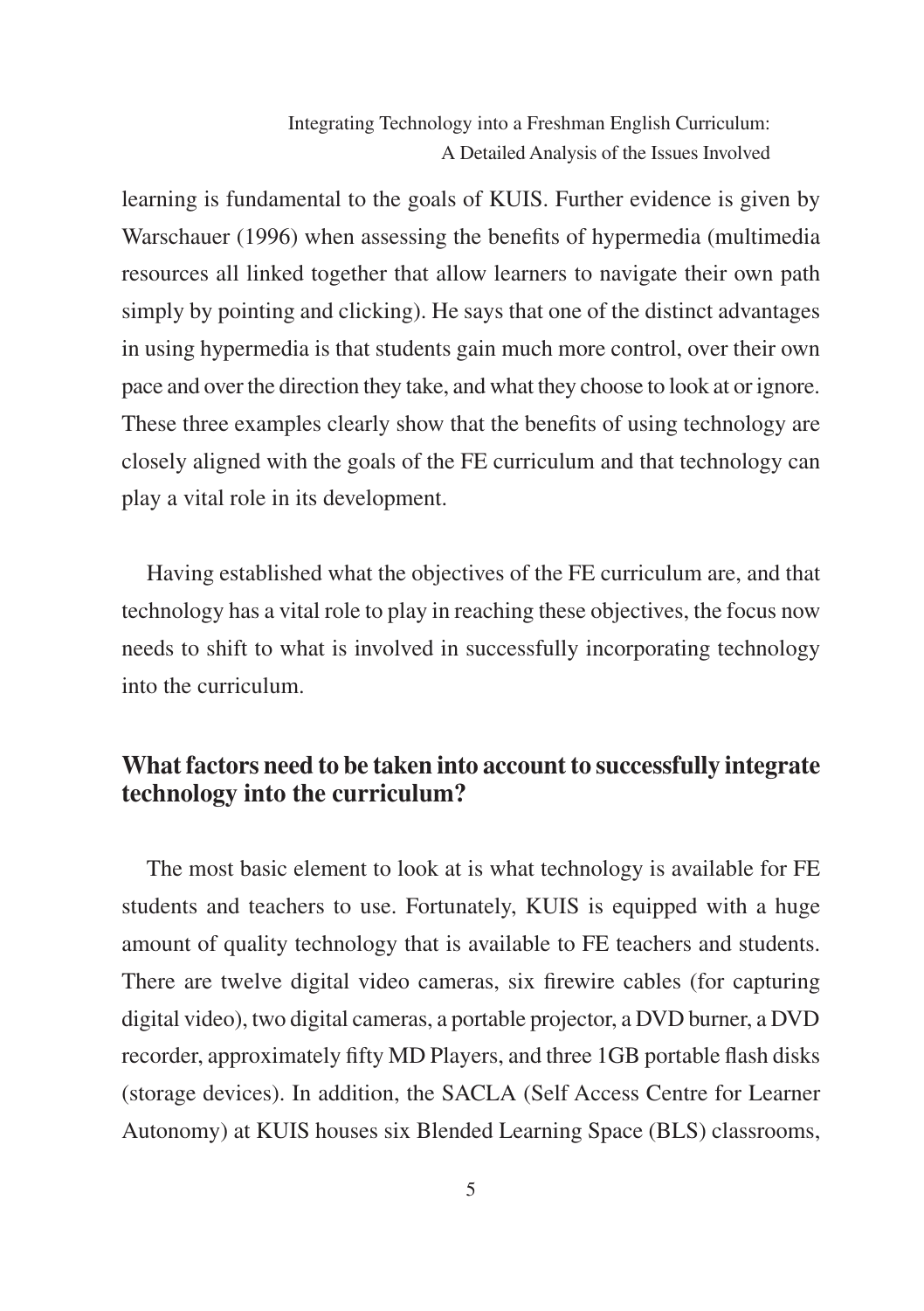learning is fundamental to the goals of KUIS. Further evidence is given by Warschauer (1996) when assessing the benefits of hypermedia (multimedia resources all linked together that allow learners to navigate their own path simply by pointing and clicking). He says that one of the distinct advantages in using hypermedia is that students gain much more control, over their own pace and over the direction they take, and what they choose to look at or ignore. These three examples clearly show that the benefits of using technology are closely aligned with the goals of the FE curriculum and that technology can play a vital role in its development.

Having established what the objectives of the FE curriculum are, and that technology has a vital role to play in reaching these objectives, the focus now needs to shift to what is involved in successfully incorporating technology into the curriculum.

## What factors need to be taken into account to successfully integrate technology into the curriculum?

The most basic element to look at is what technology is available for FE students and teachers to use. Fortunately, KUIS is equipped with a huge amount of quality technology that is available to FE teachers and students. There are twelve digital video cameras, six firewire cables (for capturing digital video), two digital cameras, a portable projector, a DVD burner, a DVD recorder, approximately fifty MD Players, and three 1GB portable flash disks (storage devices). In addition, the SACLA (Self Access Centre for Learner Autonomy) at KUIS houses six Blended Learning Space (BLS) classrooms,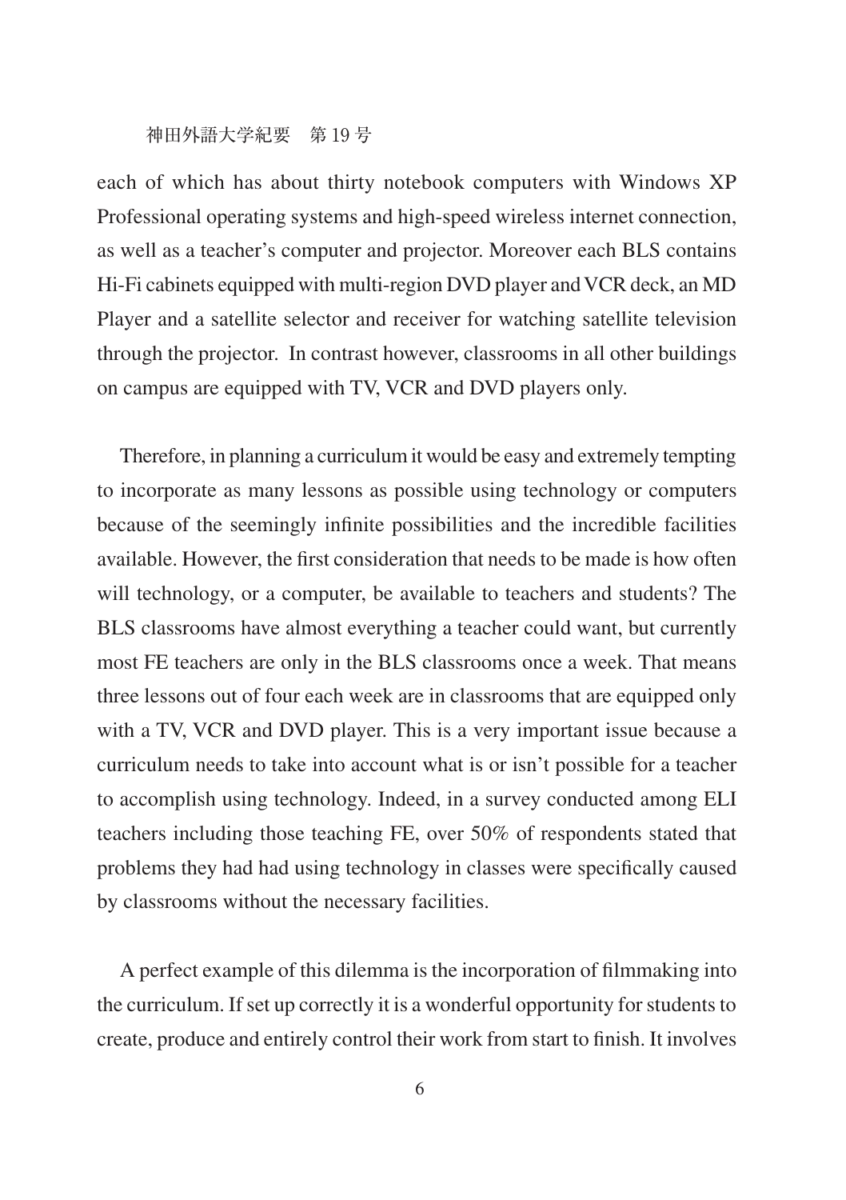each of which has about thirty notebook computers with Windows XP Professional operating systems and high-speed wireless internet connection, as well as a teacher's computer and projector. Moreover each BLS contains Hi-Fi cabinets equipped with multi-region DVD player and VCR deck, an MD Player and a satellite selector and receiver for watching satellite television through the projector. In contrast however, classrooms in all other buildings on campus are equipped with TV, VCR and DVD players only.

Therefore, in planning a curriculum it would be easy and extremely tempting to incorporate as many lessons as possible using technology or computers because of the seemingly infinite possibilities and the incredible facilities available. However, the first consideration that needs to be made is how often will technology, or a computer, be available to teachers and students? The BLS classrooms have almost everything a teacher could want, but currently most FE teachers are only in the BLS classrooms once a week. That means three lessons out of four each week are in classrooms that are equipped only with a TV, VCR and DVD player. This is a very important issue because a curriculum needs to take into account what is or isn't possible for a teacher to accomplish using technology. Indeed, in a survey conducted among ELI teachers including those teaching FE, over 50% of respondents stated that problems they had had using technology in classes were specifically caused by classrooms without the necessary facilities.

A perfect example of this dilemma is the incorporation of filmmaking into the curriculum. If set up correctly it is a wonderful opportunity for students to create, produce and entirely control their work from start to finish. It involves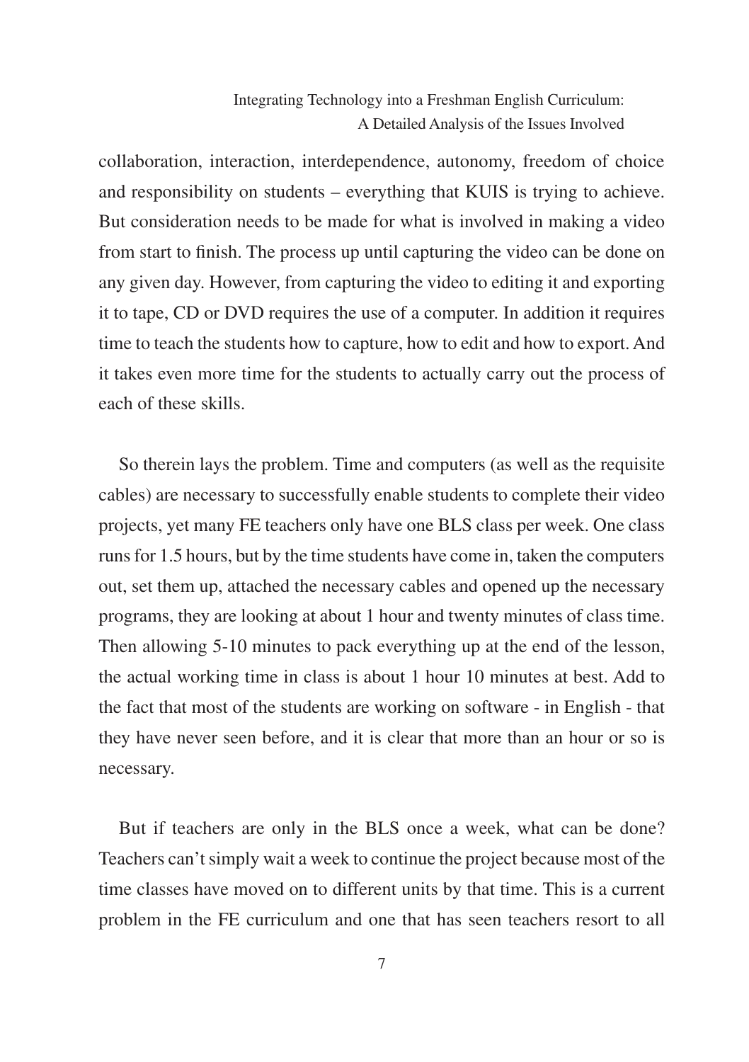collaboration, interaction, interdependence, autonomy, freedom of choice and responsibility on students – everything that KUIS is trying to achieve. But consideration needs to be made for what is involved in making a video from start to finish. The process up until capturing the video can be done on any given day. However, from capturing the video to editing it and exporting it to tape, CD or DVD requires the use of a computer. In addition it requires time to teach the students how to capture, how to edit and how to export. And it takes even more time for the students to actually carry out the process of each of these skills.

So therein lays the problem. Time and computers (as well as the requisite cables) are necessary to successfully enable students to complete their video projects, yet many FE teachers only have one BLS class per week. One class runs for 1.5 hours, but by the time students have come in, taken the computers out, set them up, attached the necessary cables and opened up the necessary programs, they are looking at about 1 hour and twenty minutes of class time. Then allowing 5-10 minutes to pack everything up at the end of the lesson, the actual working time in class is about 1 hour 10 minutes at best. Add to the fact that most of the students are working on software - in English - that they have never seen before, and it is clear that more than an hour or so is necessary.

But if teachers are only in the BLS once a week, what can be done? Teachers can't simply wait a week to continue the project because most of the time classes have moved on to different units by that time. This is a current problem in the FE curriculum and one that has seen teachers resort to all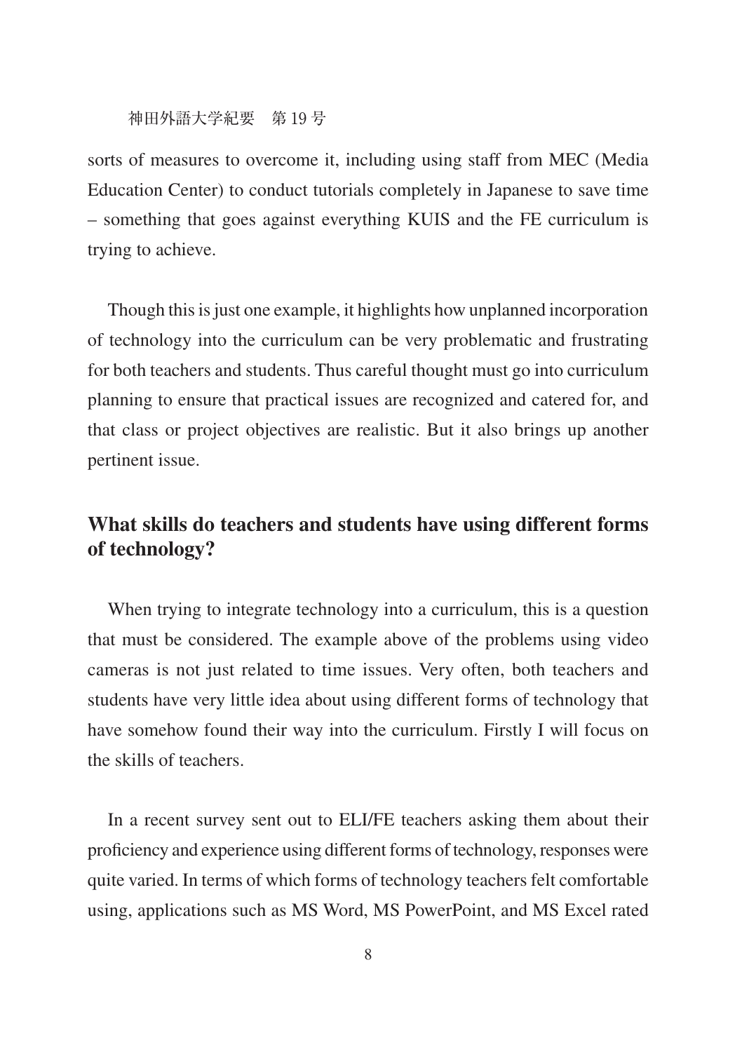sorts of measures to overcome it, including using staff from MEC (Media Education Center) to conduct tutorials completely in Japanese to save time – something that goes against everything KUIS and the FE curriculum is trying to achieve.

Though this is just one example, it highlights how unplanned incorporation of technology into the curriculum can be very problematic and frustrating for both teachers and students. Thus careful thought must go into curriculum planning to ensure that practical issues are recognized and catered for, and that class or project objectives are realistic. But it also brings up another pertinent issue.

## What skills do teachers and students have using different forms of technology?

When trying to integrate technology into a curriculum, this is a question that must be considered. The example above of the problems using video cameras is not just related to time issues. Very often, both teachers and students have very little idea about using different forms of technology that have somehow found their way into the curriculum. Firstly I will focus on the skills of teachers.

In a recent survey sent out to ELI/FE teachers asking them about their proficiency and experience using different forms of technology, responses were quite varied. In terms of which forms of technology teachers felt comfortable using, applications such as MS Word, MS PowerPoint, and MS Excel rated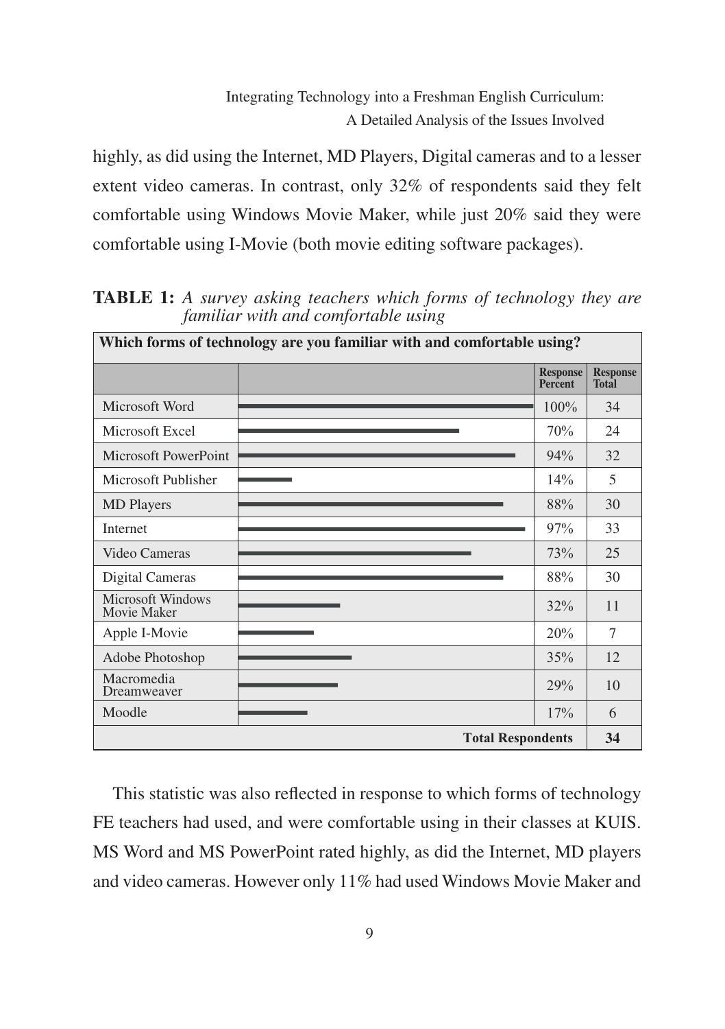highly, as did using the Internet, MD Players, Digital cameras and to a lesser extent video cameras. In contrast, only 32% of respondents said they felt comfortable using Windows Movie Maker, while just 20% said they were comfortable using I-Movie (both movie editing software packages).

**TABLE 1:** *A survey asking teachers which forms of technology they are familiar with and comfortable using*

| Which forms of technology are you familiar with and comfortable using? | | Response Percent | Response Total |
|---|---|---|---|
| Microsoft Word | | 100% | 34 |
| Microsoft Excel | | 70% | 24 |
| Microsoft PowerPoint | | 94% | 32 |
| Microsoft Publisher | | 14% | 5 |
| MD Players | | 88% | 30 |
| Internet | | 97% | 33 |
| Video Cameras | | 73% | 25 |
| Digital Cameras | | 88% | 30 |
| Microsoft Windows Movie Maker | | 32% | 11 |
| Apple I-Movie | | 20% | 7 |
| Adobe Photoshop | | 35% | 12 |
| Macromedia Dreamweaver | | 29% | 10 |
| Moodle | | 17% | 6 |
| | | **Total Respondents** | **34** |

This statistic was also reflected in response to which forms of technology FE teachers had used, and were comfortable using in their classes at KUIS. MS Word and MS PowerPoint rated highly, as did the Internet, MD players and video cameras. However only 11% had used Windows Movie Maker and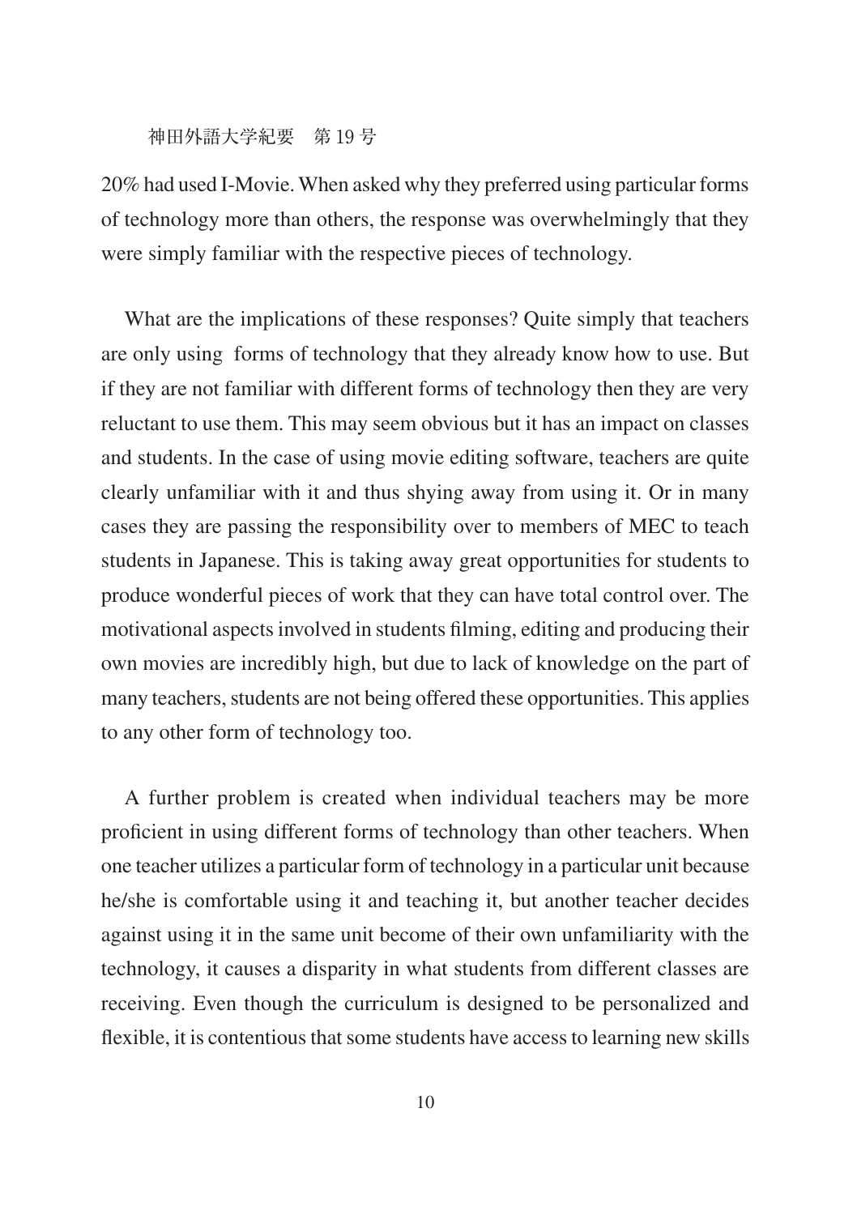20% had used I-Movie. When asked why they preferred using particular forms of technology more than others, the response was overwhelmingly that they were simply familiar with the respective pieces of technology.

What are the implications of these responses? Quite simply that teachers are only using  forms of technology that they already know how to use. But if they are not familiar with different forms of technology then they are very reluctant to use them. This may seem obvious but it has an impact on classes and students. In the case of using movie editing software, teachers are quite clearly unfamiliar with it and thus shying away from using it. Or in many cases they are passing the responsibility over to members of MEC to teach students in Japanese. This is taking away great opportunities for students to produce wonderful pieces of work that they can have total control over. The motivational aspects involved in students filming, editing and producing their own movies are incredibly high, but due to lack of knowledge on the part of many teachers, students are not being offered these opportunities. This applies to any other form of technology too.

A further problem is created when individual teachers may be more proficient in using different forms of technology than other teachers. When one teacher utilizes a particular form of technology in a particular unit because he/she is comfortable using it and teaching it, but another teacher decides against using it in the same unit become of their own unfamiliarity with the technology, it causes a disparity in what students from different classes are receiving. Even though the curriculum is designed to be personalized and flexible, it is contentious that some students have access to learning new skills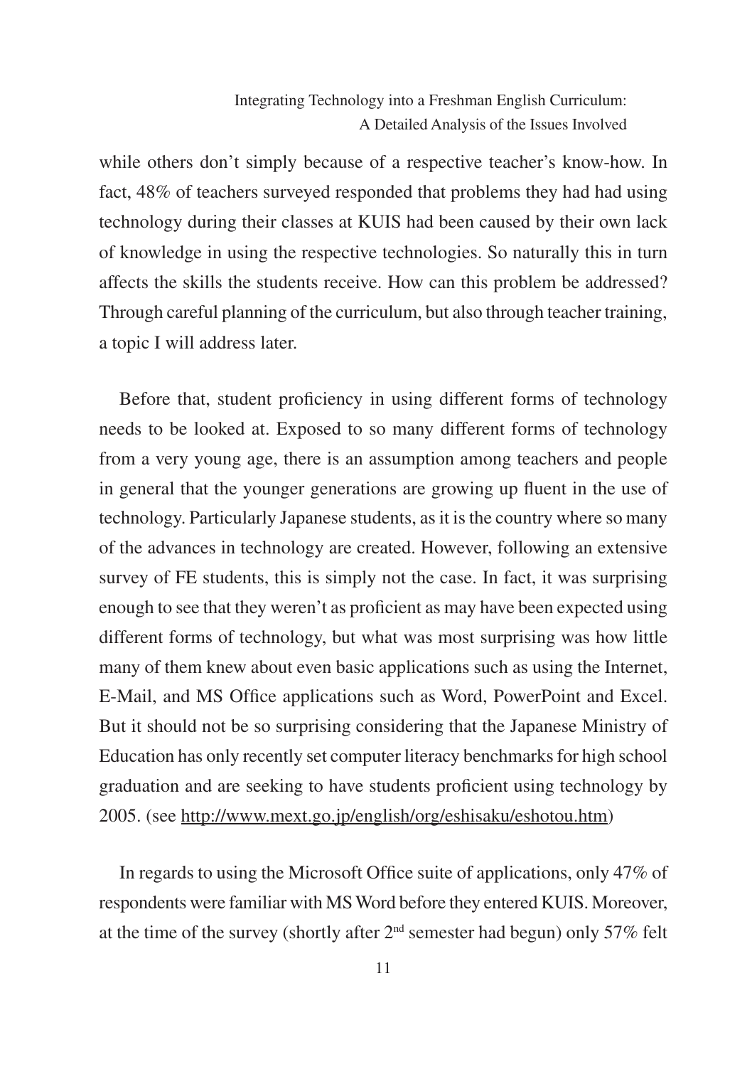while others don't simply because of a respective teacher's know-how. In fact, 48% of teachers surveyed responded that problems they had had using technology during their classes at KUIS had been caused by their own lack of knowledge in using the respective technologies. So naturally this in turn affects the skills the students receive. How can this problem be addressed? Through careful planning of the curriculum, but also through teacher training, a topic I will address later.

Before that, student proficiency in using different forms of technology needs to be looked at. Exposed to so many different forms of technology from a very young age, there is an assumption among teachers and people in general that the younger generations are growing up fluent in the use of technology. Particularly Japanese students, as it is the country where so many of the advances in technology are created. However, following an extensive survey of FE students, this is simply not the case. In fact, it was surprising enough to see that they weren't as proficient as may have been expected using different forms of technology, but what was most surprising was how little many of them knew about even basic applications such as using the Internet, E-Mail, and MS Office applications such as Word, PowerPoint and Excel. But it should not be so surprising considering that the Japanese Ministry of Education has only recently set computer literacy benchmarks for high school graduation and are seeking to have students proficient using technology by 2005. (see http://www.mext.go.jp/english/org/eshisaku/eshotou.htm)

In regards to using the Microsoft Office suite of applications, only 47% of respondents were familiar with MS Word before they entered KUIS. Moreover, at the time of the survey (shortly after 2nd semester had begun) only 57% felt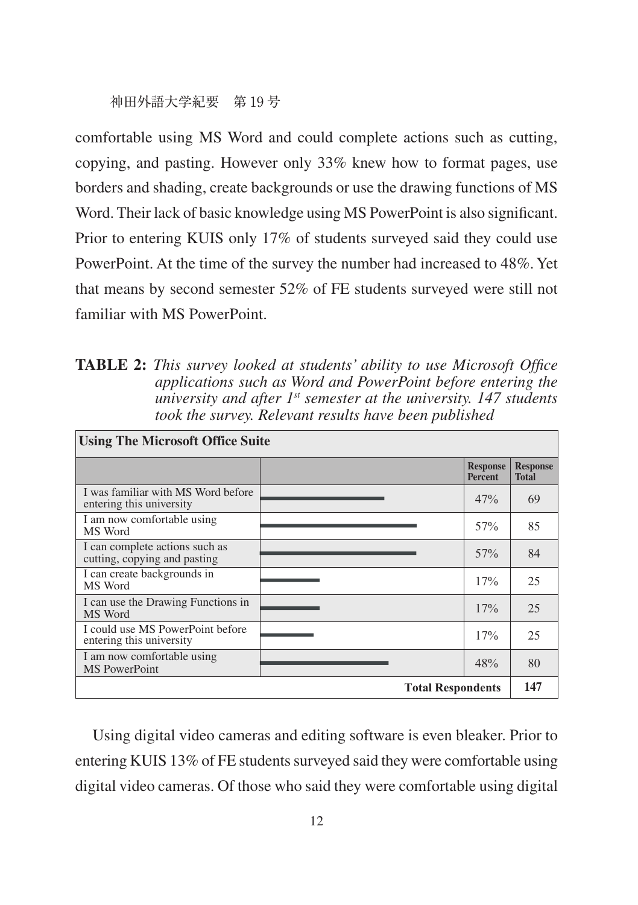comfortable using MS Word and could complete actions such as cutting, copying, and pasting. However only 33% knew how to format pages, use borders and shading, create backgrounds or use the drawing functions of MS Word. Their lack of basic knowledge using MS PowerPoint is also significant. Prior to entering KUIS only 17% of students surveyed said they could use PowerPoint. At the time of the survey the number had increased to 48%. Yet that means by second semester 52% of FE students surveyed were still not familiar with MS PowerPoint.

**TABLE 2:** *This survey looked at students' ability to use Microsoft Office applications such as Word and PowerPoint before entering the university and after 1st semester at the university. 147 students took the survey. Relevant results have been published*

| Using The Microsoft Office Suite | | Response Percent | Response Total |
|---|---|---|---|
| I was familiar with MS Word before entering this university | | 47% | 69 |
| I am now comfortable using MS Word | | 57% | 85 |
| I can complete actions such as cutting, copying and pasting | | 57% | 84 |
| I can create backgrounds in MS Word | | 17% | 25 |
| I can use the Drawing Functions in MS Word | | 17% | 25 |
| I could use MS PowerPoint before entering this university | | 17% | 25 |
| I am now comfortable using MS PowerPoint | | 48% | 80 |
| | | **Total Respondents** | **147** |

Using digital video cameras and editing software is even bleaker. Prior to entering KUIS 13% of FE students surveyed said they were comfortable using digital video cameras. Of those who said they were comfortable using digital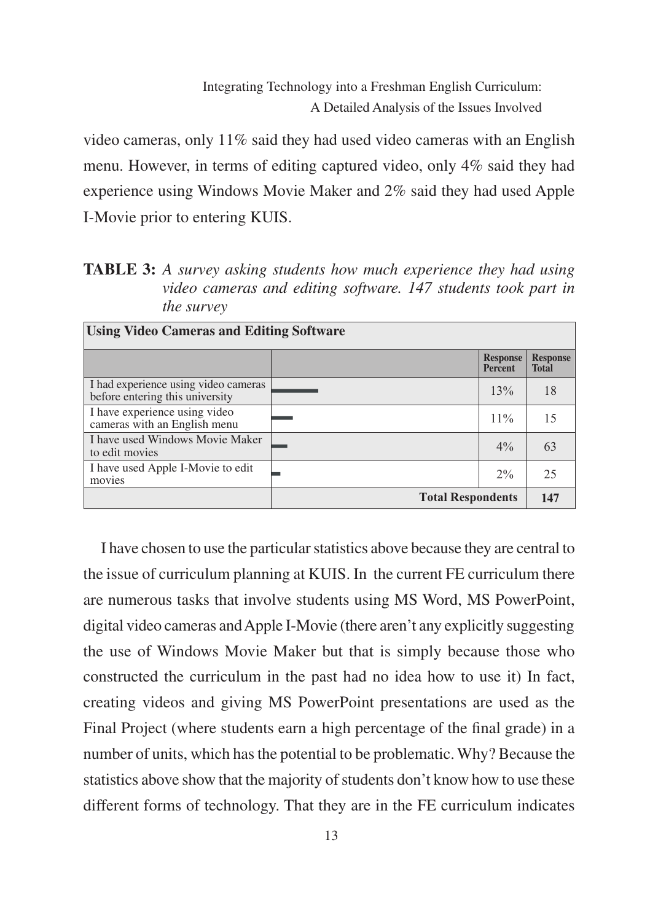video cameras, only 11% said they had used video cameras with an English menu. However, in terms of editing captured video, only 4% said they had experience using Windows Movie Maker and 2% said they had used Apple I-Movie prior to entering KUIS.

**TABLE 3:** *A survey asking students how much experience they had using video cameras and editing software. 147 students took part in the survey*

| Using Video Cameras and Editing Software | | | |
|---|---|---|---|
| | | Response Percent | Response Total |
| I had experience using video cameras before entering this university | | 13% | 18 |
| I have experience using video cameras with an English menu | | 11% | 15 |
| I have used Windows Movie Maker to edit movies | | 4% | 63 |
| I have used Apple I-Movie to edit movies | | 2% | 25 |
| | Total Respondents | | 147 |

I have chosen to use the particular statistics above because they are central to the issue of curriculum planning at KUIS. In the current FE curriculum there are numerous tasks that involve students using MS Word, MS PowerPoint, digital video cameras and Apple I-Movie (there aren't any explicitly suggesting the use of Windows Movie Maker but that is simply because those who constructed the curriculum in the past had no idea how to use it) In fact, creating videos and giving MS PowerPoint presentations are used as the Final Project (where students earn a high percentage of the final grade) in a number of units, which has the potential to be problematic. Why? Because the statistics above show that the majority of students don't know how to use these different forms of technology. That they are in the FE curriculum indicates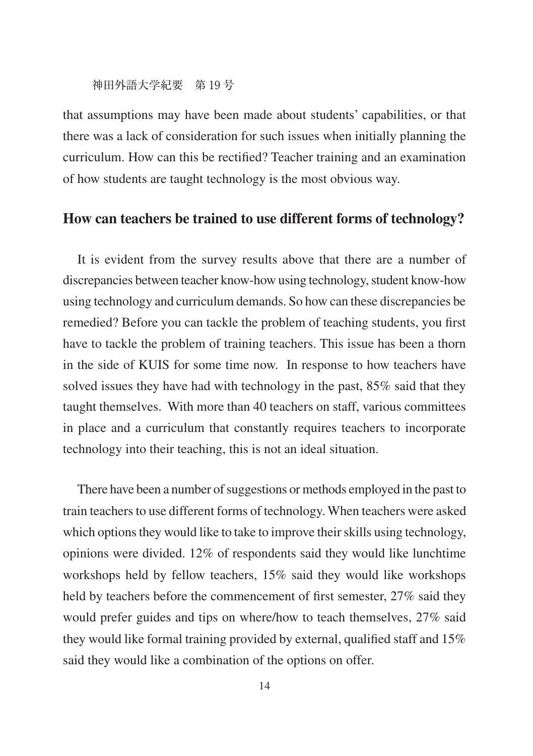that assumptions may have been made about students' capabilities, or that there was a lack of consideration for such issues when initially planning the curriculum. How can this be rectified? Teacher training and an examination of how students are taught technology is the most obvious way.

## How can teachers be trained to use different forms of technology?

It is evident from the survey results above that there are a number of discrepancies between teacher know-how using technology, student know-how using technology and curriculum demands. So how can these discrepancies be remedied? Before you can tackle the problem of teaching students, you first have to tackle the problem of training teachers. This issue has been a thorn in the side of KUIS for some time now. In response to how teachers have solved issues they have had with technology in the past, 85% said that they taught themselves. With more than 40 teachers on staff, various committees in place and a curriculum that constantly requires teachers to incorporate technology into their teaching, this is not an ideal situation.

There have been a number of suggestions or methods employed in the past to train teachers to use different forms of technology. When teachers were asked which options they would like to take to improve their skills using technology, opinions were divided. 12% of respondents said they would like lunchtime workshops held by fellow teachers, 15% said they would like workshops held by teachers before the commencement of first semester, 27% said they would prefer guides and tips on where/how to teach themselves, 27% said they would like formal training provided by external, qualified staff and 15% said they would like a combination of the options on offer.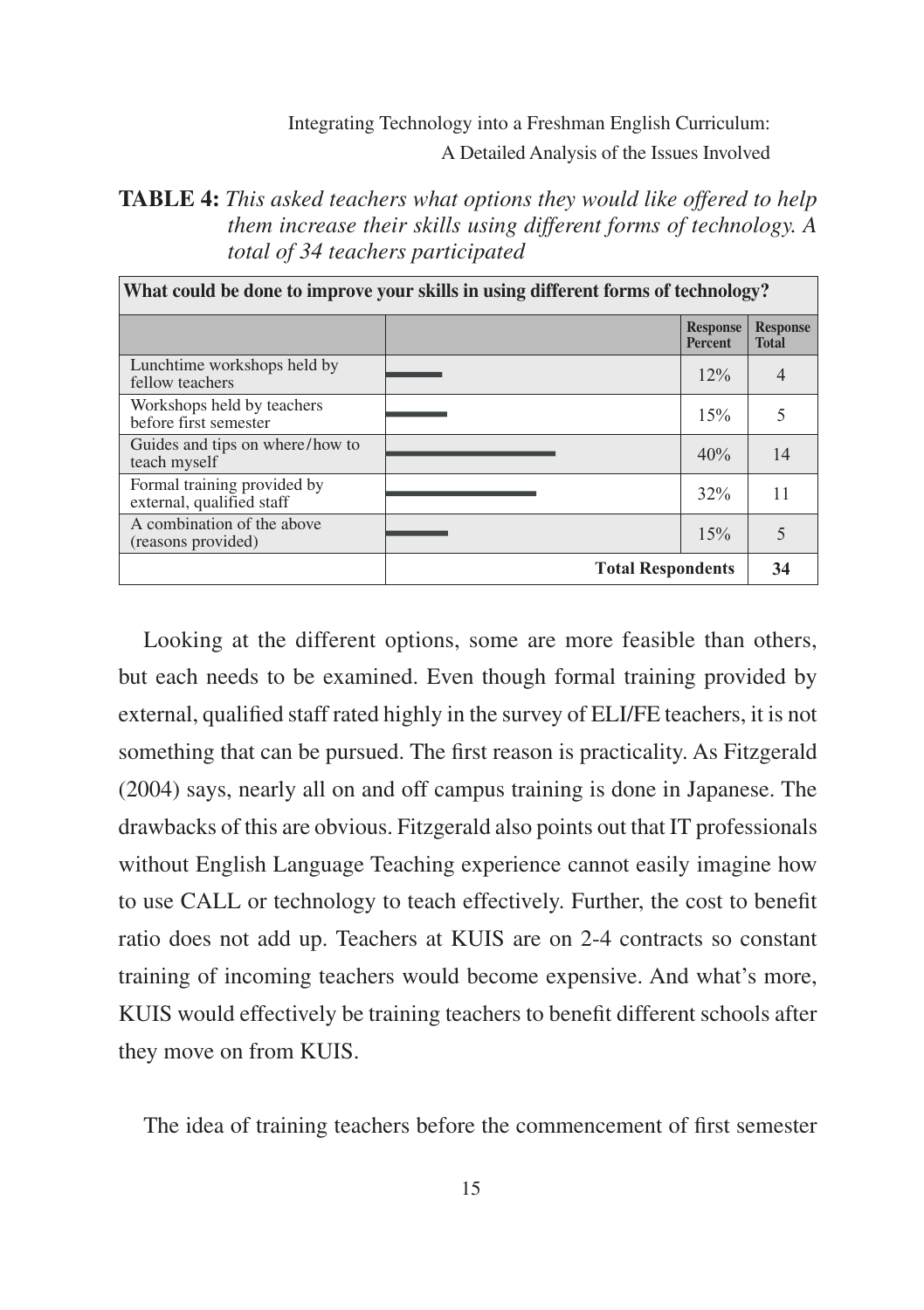**TABLE 4:** *This asked teachers what options they would like offered to help them increase their skills using different forms of technology. A total of 34 teachers participated*

| What could be done to improve your skills in using different forms of technology? | | | |
|---|---|---|---|
| | | Response Percent | Response Total |
| Lunchtime workshops held by fellow teachers | | 12% | 4 |
| Workshops held by teachers before first semester | | 15% | 5 |
| Guides and tips on where/how to teach myself | | 40% | 14 |
| Formal training provided by external, qualified staff | | 32% | 11 |
| A combination of the above (reasons provided) | | 15% | 5 |
| | **Total Respondents** | | **34** |

Looking at the different options, some are more feasible than others, but each needs to be examined. Even though formal training provided by external, qualified staff rated highly in the survey of ELI/FE teachers, it is not something that can be pursued. The first reason is practicality. As Fitzgerald (2004) says, nearly all on and off campus training is done in Japanese. The drawbacks of this are obvious. Fitzgerald also points out that IT professionals without English Language Teaching experience cannot easily imagine how to use CALL or technology to teach effectively. Further, the cost to benefit ratio does not add up. Teachers at KUIS are on 2-4 contracts so constant training of incoming teachers would become expensive. And what's more, KUIS would effectively be training teachers to benefit different schools after they move on from KUIS.

The idea of training teachers before the commencement of first semester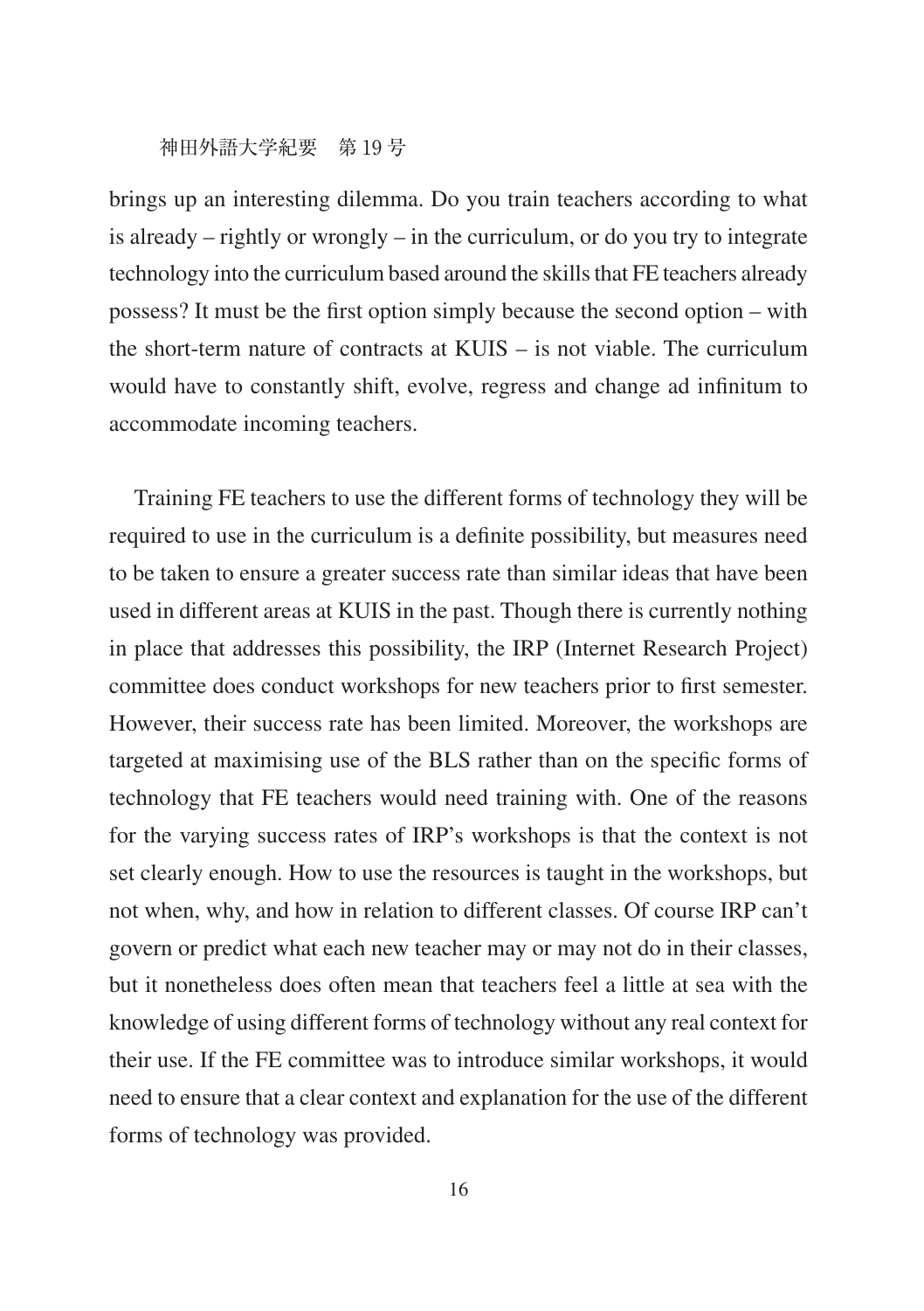brings up an interesting dilemma. Do you train teachers according to what is already – rightly or wrongly – in the curriculum, or do you try to integrate technology into the curriculum based around the skills that FE teachers already possess? It must be the first option simply because the second option – with the short-term nature of contracts at KUIS – is not viable. The curriculum would have to constantly shift, evolve, regress and change ad infinitum to accommodate incoming teachers.

Training FE teachers to use the different forms of technology they will be required to use in the curriculum is a definite possibility, but measures need to be taken to ensure a greater success rate than similar ideas that have been used in different areas at KUIS in the past. Though there is currently nothing in place that addresses this possibility, the IRP (Internet Research Project) committee does conduct workshops for new teachers prior to first semester. However, their success rate has been limited. Moreover, the workshops are targeted at maximising use of the BLS rather than on the specific forms of technology that FE teachers would need training with. One of the reasons for the varying success rates of IRP's workshops is that the context is not set clearly enough. How to use the resources is taught in the workshops, but not when, why, and how in relation to different classes. Of course IRP can't govern or predict what each new teacher may or may not do in their classes, but it nonetheless does often mean that teachers feel a little at sea with the knowledge of using different forms of technology without any real context for their use. If the FE committee was to introduce similar workshops, it would need to ensure that a clear context and explanation for the use of the different forms of technology was provided.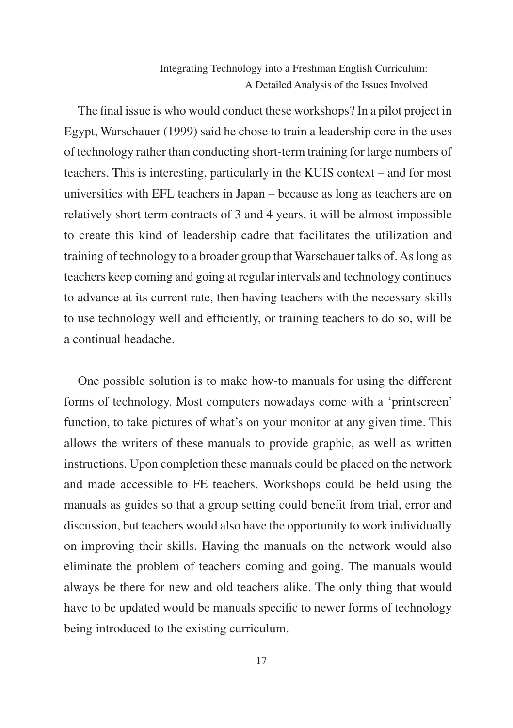The final issue is who would conduct these workshops? In a pilot project in Egypt, Warschauer (1999) said he chose to train a leadership core in the uses of technology rather than conducting short-term training for large numbers of teachers. This is interesting, particularly in the KUIS context – and for most universities with EFL teachers in Japan – because as long as teachers are on relatively short term contracts of 3 and 4 years, it will be almost impossible to create this kind of leadership cadre that facilitates the utilization and training of technology to a broader group that Warschauer talks of. As long as teachers keep coming and going at regular intervals and technology continues to advance at its current rate, then having teachers with the necessary skills to use technology well and efficiently, or training teachers to do so, will be a continual headache.

One possible solution is to make how-to manuals for using the different forms of technology. Most computers nowadays come with a 'printscreen' function, to take pictures of what's on your monitor at any given time. This allows the writers of these manuals to provide graphic, as well as written instructions. Upon completion these manuals could be placed on the network and made accessible to FE teachers. Workshops could be held using the manuals as guides so that a group setting could benefit from trial, error and discussion, but teachers would also have the opportunity to work individually on improving their skills. Having the manuals on the network would also eliminate the problem of teachers coming and going. The manuals would always be there for new and old teachers alike. The only thing that would have to be updated would be manuals specific to newer forms of technology being introduced to the existing curriculum.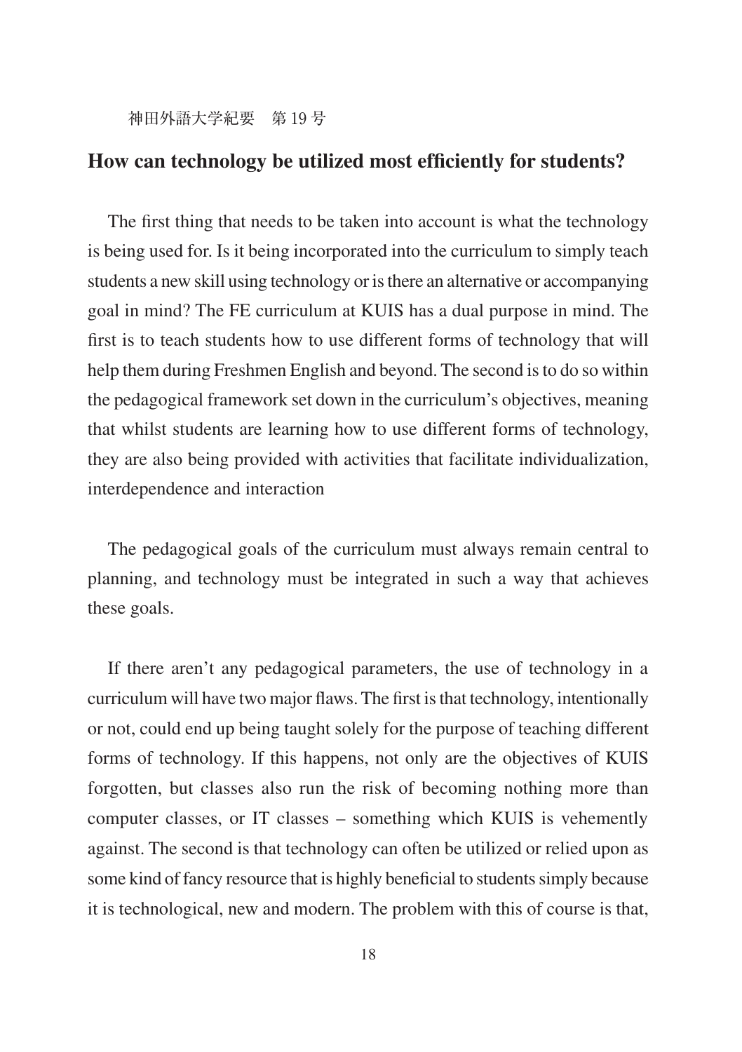## How can technology be utilized most efficiently for students?

The first thing that needs to be taken into account is what the technology is being used for. Is it being incorporated into the curriculum to simply teach students a new skill using technology or is there an alternative or accompanying goal in mind? The FE curriculum at KUIS has a dual purpose in mind. The first is to teach students how to use different forms of technology that will help them during Freshmen English and beyond. The second is to do so within the pedagogical framework set down in the curriculum's objectives, meaning that whilst students are learning how to use different forms of technology, they are also being provided with activities that facilitate individualization, interdependence and interaction

The pedagogical goals of the curriculum must always remain central to planning, and technology must be integrated in such a way that achieves these goals.

If there aren't any pedagogical parameters, the use of technology in a curriculum will have two major flaws. The first is that technology, intentionally or not, could end up being taught solely for the purpose of teaching different forms of technology. If this happens, not only are the objectives of KUIS forgotten, but classes also run the risk of becoming nothing more than computer classes, or IT classes – something which KUIS is vehemently against. The second is that technology can often be utilized or relied upon as some kind of fancy resource that is highly beneficial to students simply because it is technological, new and modern. The problem with this of course is that,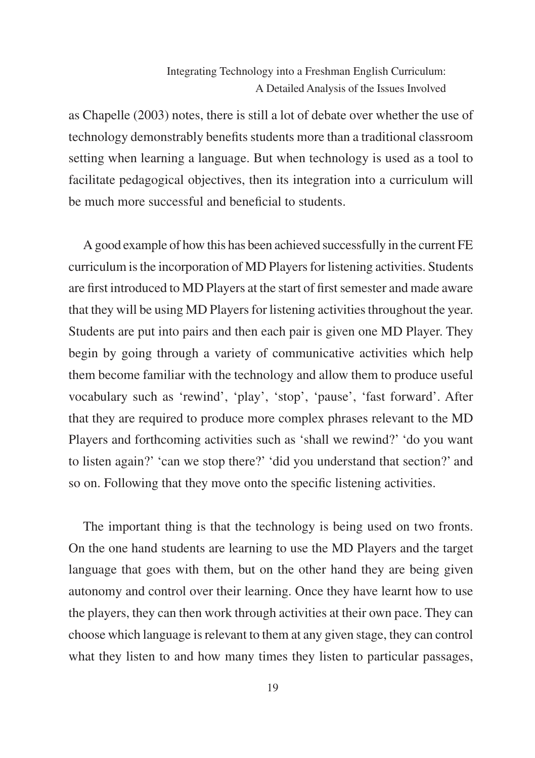as Chapelle (2003) notes, there is still a lot of debate over whether the use of technology demonstrably benefits students more than a traditional classroom setting when learning a language. But when technology is used as a tool to facilitate pedagogical objectives, then its integration into a curriculum will be much more successful and beneficial to students.

A good example of how this has been achieved successfully in the current FE curriculum is the incorporation of MD Players for listening activities. Students are first introduced to MD Players at the start of first semester and made aware that they will be using MD Players for listening activities throughout the year. Students are put into pairs and then each pair is given one MD Player. They begin by going through a variety of communicative activities which help them become familiar with the technology and allow them to produce useful vocabulary such as 'rewind', 'play', 'stop', 'pause', 'fast forward'. After that they are required to produce more complex phrases relevant to the MD Players and forthcoming activities such as 'shall we rewind?' 'do you want to listen again?' 'can we stop there?' 'did you understand that section?' and so on. Following that they move onto the specific listening activities.

The important thing is that the technology is being used on two fronts. On the one hand students are learning to use the MD Players and the target language that goes with them, but on the other hand they are being given autonomy and control over their learning. Once they have learnt how to use the players, they can then work through activities at their own pace. They can choose which language is relevant to them at any given stage, they can control what they listen to and how many times they listen to particular passages,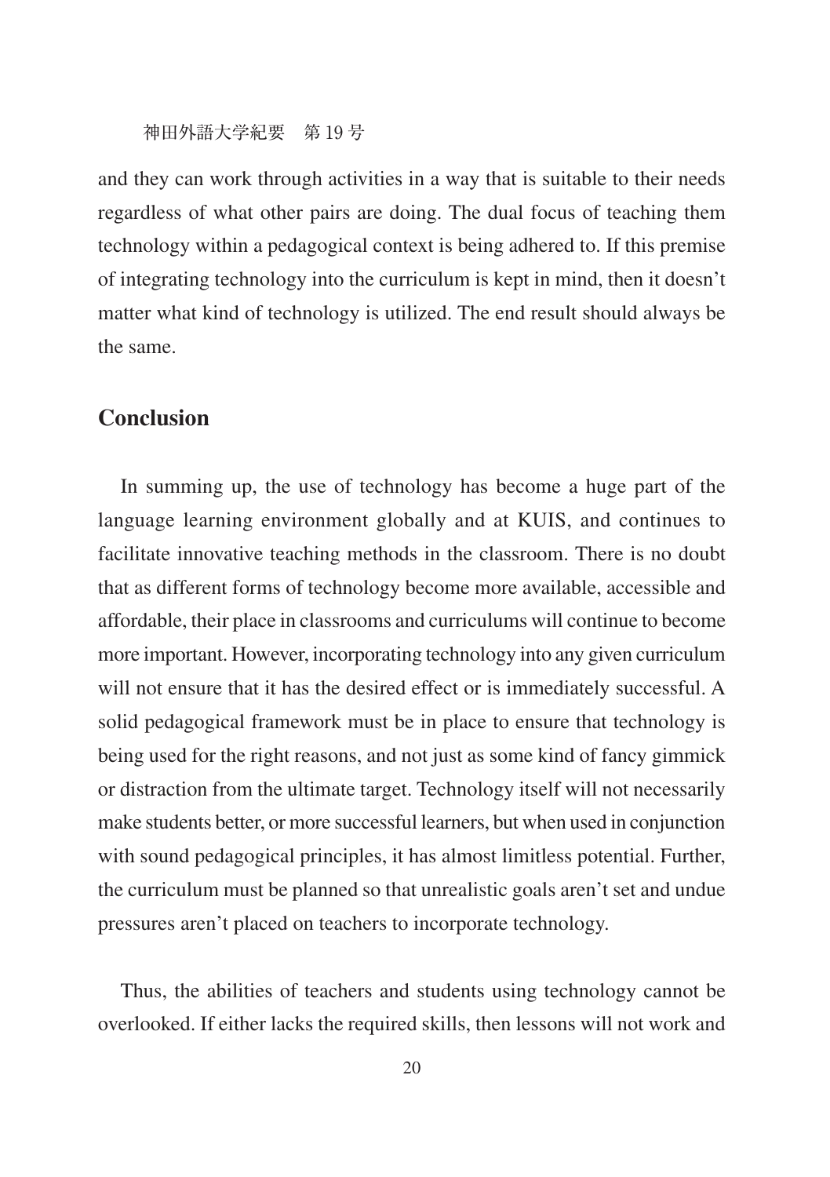and they can work through activities in a way that is suitable to their needs regardless of what other pairs are doing. The dual focus of teaching them technology within a pedagogical context is being adhered to. If this premise of integrating technology into the curriculum is kept in mind, then it doesn't matter what kind of technology is utilized. The end result should always be the same.

## Conclusion

In summing up, the use of technology has become a huge part of the language learning environment globally and at KUIS, and continues to facilitate innovative teaching methods in the classroom. There is no doubt that as different forms of technology become more available, accessible and affordable, their place in classrooms and curriculums will continue to become more important. However, incorporating technology into any given curriculum will not ensure that it has the desired effect or is immediately successful. A solid pedagogical framework must be in place to ensure that technology is being used for the right reasons, and not just as some kind of fancy gimmick or distraction from the ultimate target. Technology itself will not necessarily make students better, or more successful learners, but when used in conjunction with sound pedagogical principles, it has almost limitless potential. Further, the curriculum must be planned so that unrealistic goals aren't set and undue pressures aren't placed on teachers to incorporate technology.

Thus, the abilities of teachers and students using technology cannot be overlooked. If either lacks the required skills, then lessons will not work and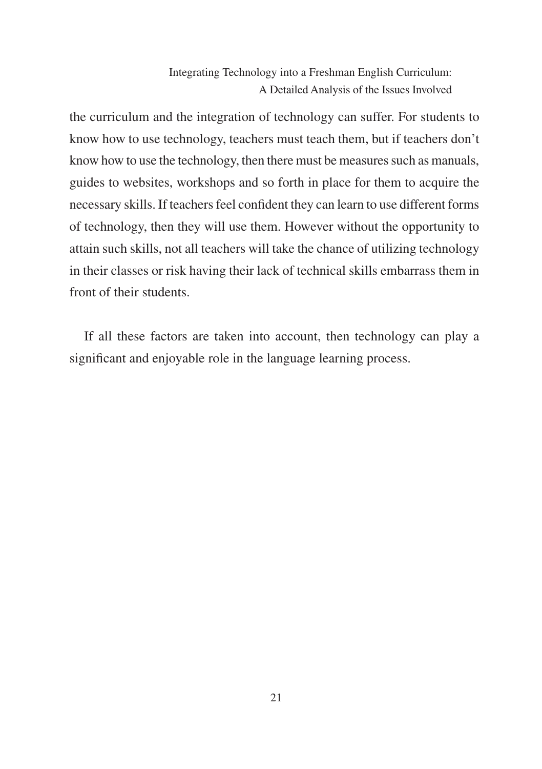the curriculum and the integration of technology can suffer. For students to know how to use technology, teachers must teach them, but if teachers don't know how to use the technology, then there must be measures such as manuals, guides to websites, workshops and so forth in place for them to acquire the necessary skills. If teachers feel confident they can learn to use different forms of technology, then they will use them. However without the opportunity to attain such skills, not all teachers will take the chance of utilizing technology in their classes or risk having their lack of technical skills embarrass them in front of their students.

If all these factors are taken into account, then technology can play a significant and enjoyable role in the language learning process.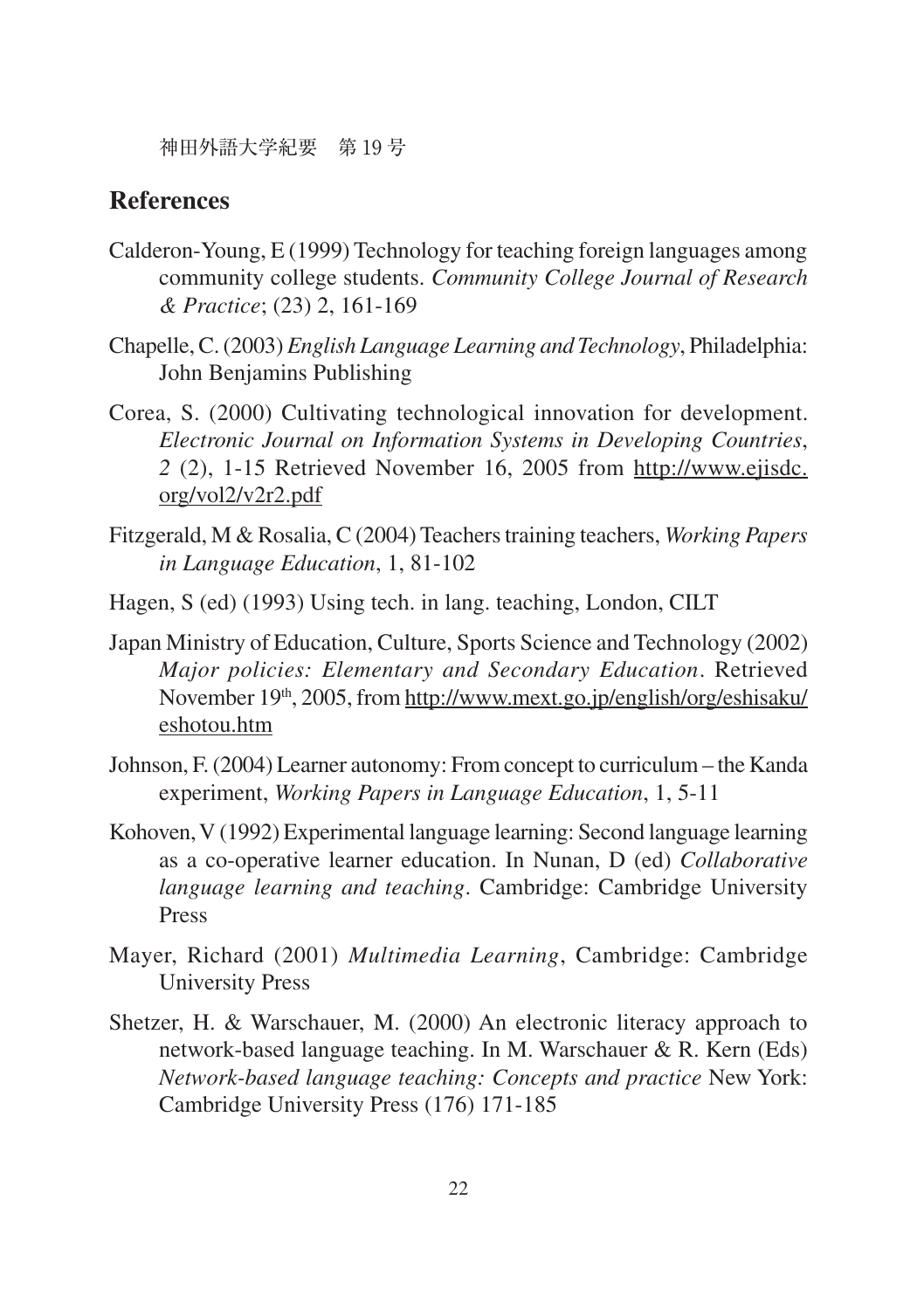## References

Calderon-Young, E (1999) Technology for teaching foreign languages among community college students. *Community College Journal of Research & Practice*; (23) 2, 161-169

Chapelle, C. (2003) *English Language Learning and Technology*, Philadelphia: John Benjamins Publishing

Corea, S. (2000) Cultivating technological innovation for development. *Electronic Journal on Information Systems in Developing Countries*, *2* (2), 1-15 Retrieved November 16, 2005 from http://www.ejisdc.org/vol2/v2r2.pdf

Fitzgerald, M & Rosalia, C (2004) Teachers training teachers, *Working Papers in Language Education*, 1, 81-102

Hagen, S (ed) (1993) Using tech. in lang. teaching, London, CILT

Japan Ministry of Education, Culture, Sports Science and Technology (2002) *Major policies: Elementary and Secondary Education*. Retrieved November 19th, 2005, from http://www.mext.go.jp/english/org/eshisaku/eshotou.htm

Johnson, F. (2004) Learner autonomy: From concept to curriculum – the Kanda experiment, *Working Papers in Language Education*, 1, 5-11

Kohoven, V (1992) Experimental language learning: Second language learning as a co-operative learner education. In Nunan, D (ed) *Collaborative language learning and teaching*. Cambridge: Cambridge University Press

Mayer, Richard (2001) *Multimedia Learning*, Cambridge: Cambridge University Press

Shetzer, H. & Warschauer, M. (2000) An electronic literacy approach to network-based language teaching. In M. Warschauer & R. Kern (Eds) *Network-based language teaching: Concepts and practice* New York: Cambridge University Press (176) 171-185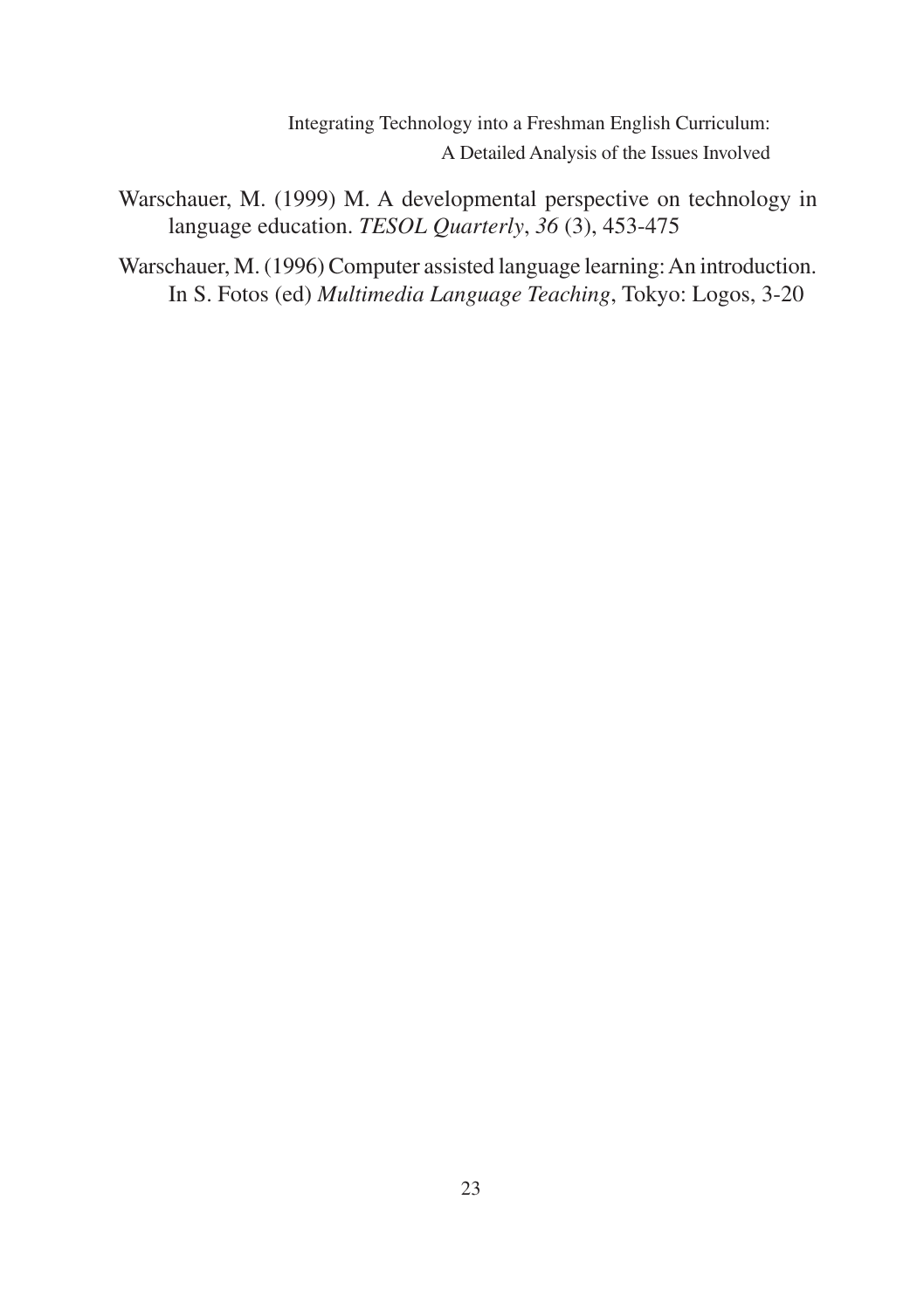Warschauer, M. (1999) M. A developmental perspective on technology in language education. *TESOL Quarterly*, *36* (3), 453-475

Warschauer, M. (1996) Computer assisted language learning: An introduction. In S. Fotos (ed) *Multimedia Language Teaching*, Tokyo: Logos, 3-20